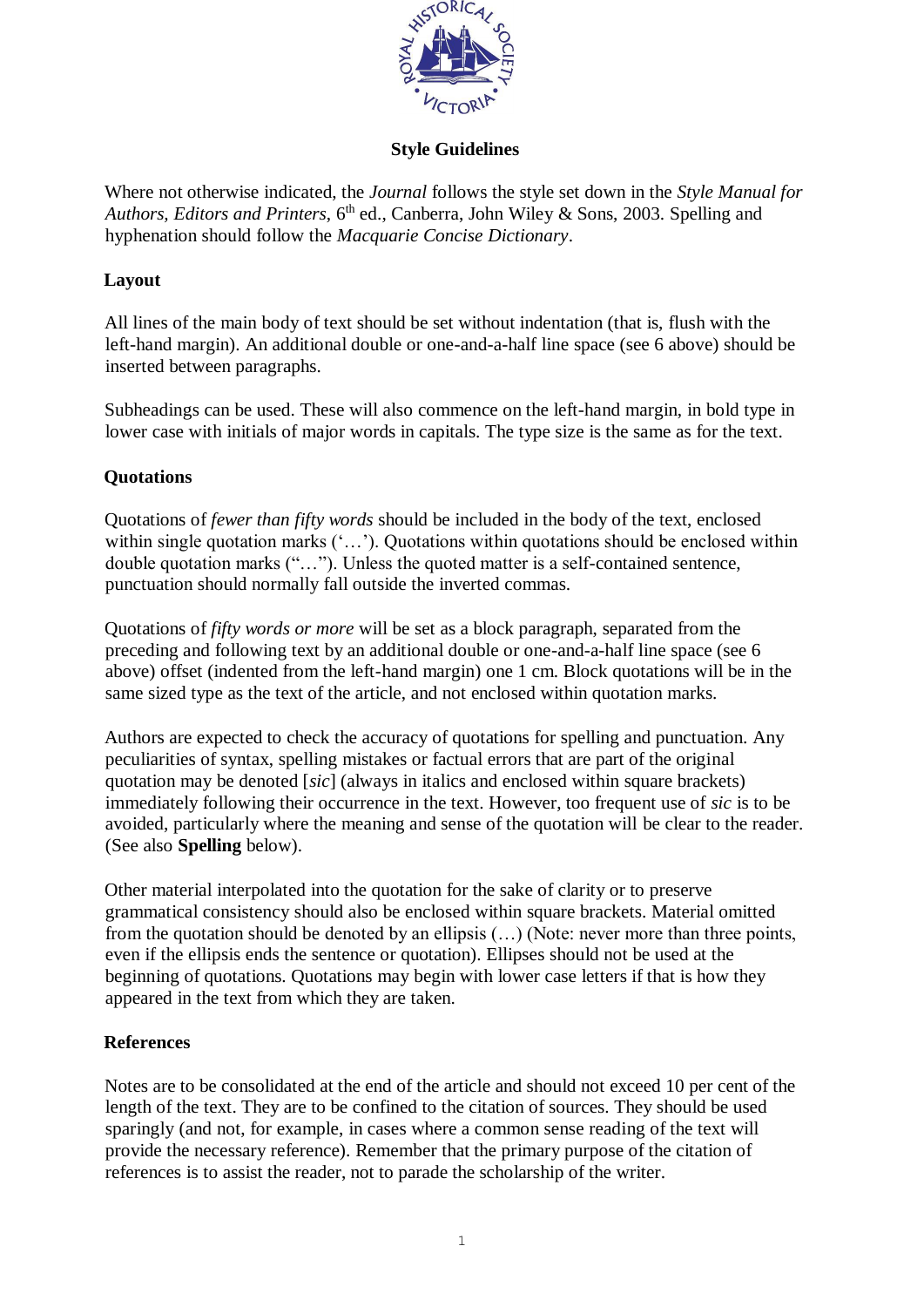# Style Guidelines

Where not otherwise indicated, the *Journal* follows the style set down in the *Style Manual for Authors, Editors and Printers*, 6th ed., Canberra, John Wiley & Sons, 2003. Spelling and hyphenation should follow the *Macquarie Concise Dictionary*.

## Layout

All lines of the main body of text should be set without indentation (that is, flush with the left-hand margin). An additional double or one-and-a-half line space (see 6 above) should be inserted between paragraphs.

Subheadings can be used. These will also commence on the left-hand margin, in bold type in lower case with initials of major words in capitals. The type size is the same as for the text.

## Quotations

Quotations of *fewer than fifty words* should be included in the body of the text, enclosed within single quotation marks (‘…’). Quotations within quotations should be enclosed within double quotation marks (“…”). Unless the quoted matter is a self-contained sentence, punctuation should normally fall outside the inverted commas.

Quotations of *fifty words or more* will be set as a block paragraph, separated from the preceding and following text by an additional double or one-and-a-half line space (see 6 above) offset (indented from the left-hand margin) one 1 cm. Block quotations will be in the same sized type as the text of the article, and not enclosed within quotation marks.

Authors are expected to check the accuracy of quotations for spelling and punctuation. Any peculiarities of syntax, spelling mistakes or factual errors that are part of the original quotation may be denoted [*sic*] (always in italics and enclosed within square brackets) immediately following their occurrence in the text. However, too frequent use of *sic* is to be avoided, particularly where the meaning and sense of the quotation will be clear to the reader. (See also **Spelling** below).

Other material interpolated into the quotation for the sake of clarity or to preserve grammatical consistency should also be enclosed within square brackets. Material omitted from the quotation should be denoted by an ellipsis (…) (Note: never more than three points, even if the ellipsis ends the sentence or quotation). Ellipses should not be used at the beginning of quotations. Quotations may begin with lower case letters if that is how they appeared in the text from which they are taken.

## References

Notes are to be consolidated at the end of the article and should not exceed 10 per cent of the length of the text. They are to be confined to the citation of sources. They should be used sparingly (and not, for example, in cases where a common sense reading of the text will provide the necessary reference). Remember that the primary purpose of the citation of references is to assist the reader, not to parade the scholarship of the writer.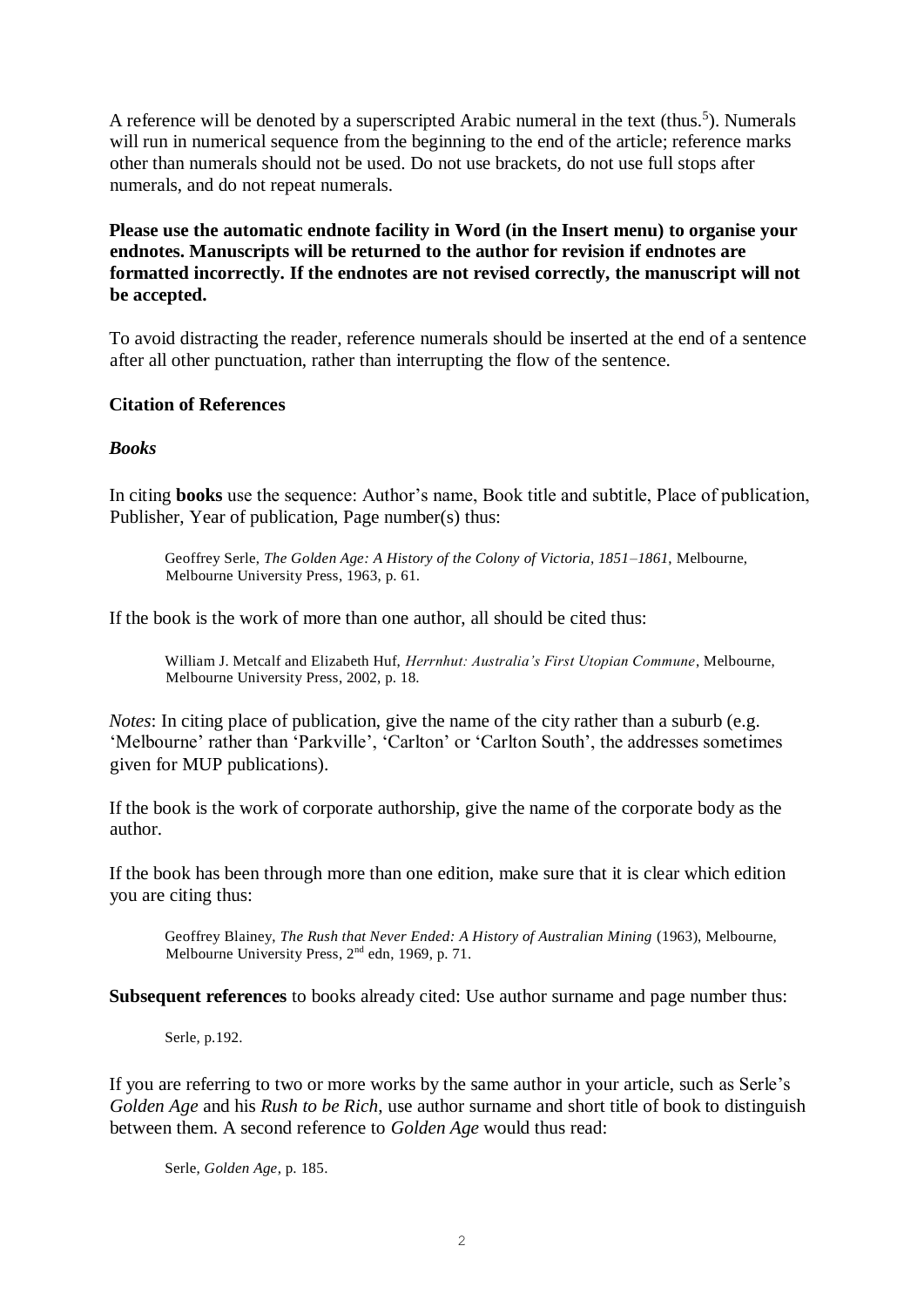A reference will be denoted by a superscripted Arabic numeral in the text (thus.[5]). Numerals will run in numerical sequence from the beginning to the end of the article; reference marks other than numerals should not be used. Do not use brackets, do not use full stops after numerals, and do not repeat numerals.

**Please use the automatic endnote facility in Word (in the Insert menu) to organise your endnotes. Manuscripts will be returned to the author for revision if endnotes are formatted incorrectly. If the endnotes are not revised correctly, the manuscript will not be accepted.**

To avoid distracting the reader, reference numerals should be inserted at the end of a sentence after all other punctuation, rather than interrupting the flow of the sentence.

**Citation of References**

***Books***

In citing **books** use the sequence: Author's name, Book title and subtitle, Place of publication, Publisher, Year of publication, Page number(s) thus:

> Geoffrey Serle, *The Golden Age: A History of the Colony of Victoria, 1851–1861*, Melbourne, Melbourne University Press, 1963, p. 61.

If the book is the work of more than one author, all should be cited thus:

> William J. Metcalf and Elizabeth Huf, *Herrnhut: Australia's First Utopian Commune*, Melbourne, Melbourne University Press, 2002, p. 18.

*Notes*: In citing place of publication, give the name of the city rather than a suburb (e.g. 'Melbourne' rather than 'Parkville', 'Carlton' or 'Carlton South', the addresses sometimes given for MUP publications).

If the book is the work of corporate authorship, give the name of the corporate body as the author.

If the book has been through more than one edition, make sure that it is clear which edition you are citing thus:

> Geoffrey Blainey, *The Rush that Never Ended: A History of Australian Mining* (1963), Melbourne, Melbourne University Press, 2nd edn, 1969, p. 71.

**Subsequent references** to books already cited: Use author surname and page number thus:

> Serle, p.192.

If you are referring to two or more works by the same author in your article, such as Serle's *Golden Age* and his *Rush to be Rich*, use author surname and short title of book to distinguish between them. A second reference to *Golden Age* would thus read:

> Serle, *Golden Age*, p. 185.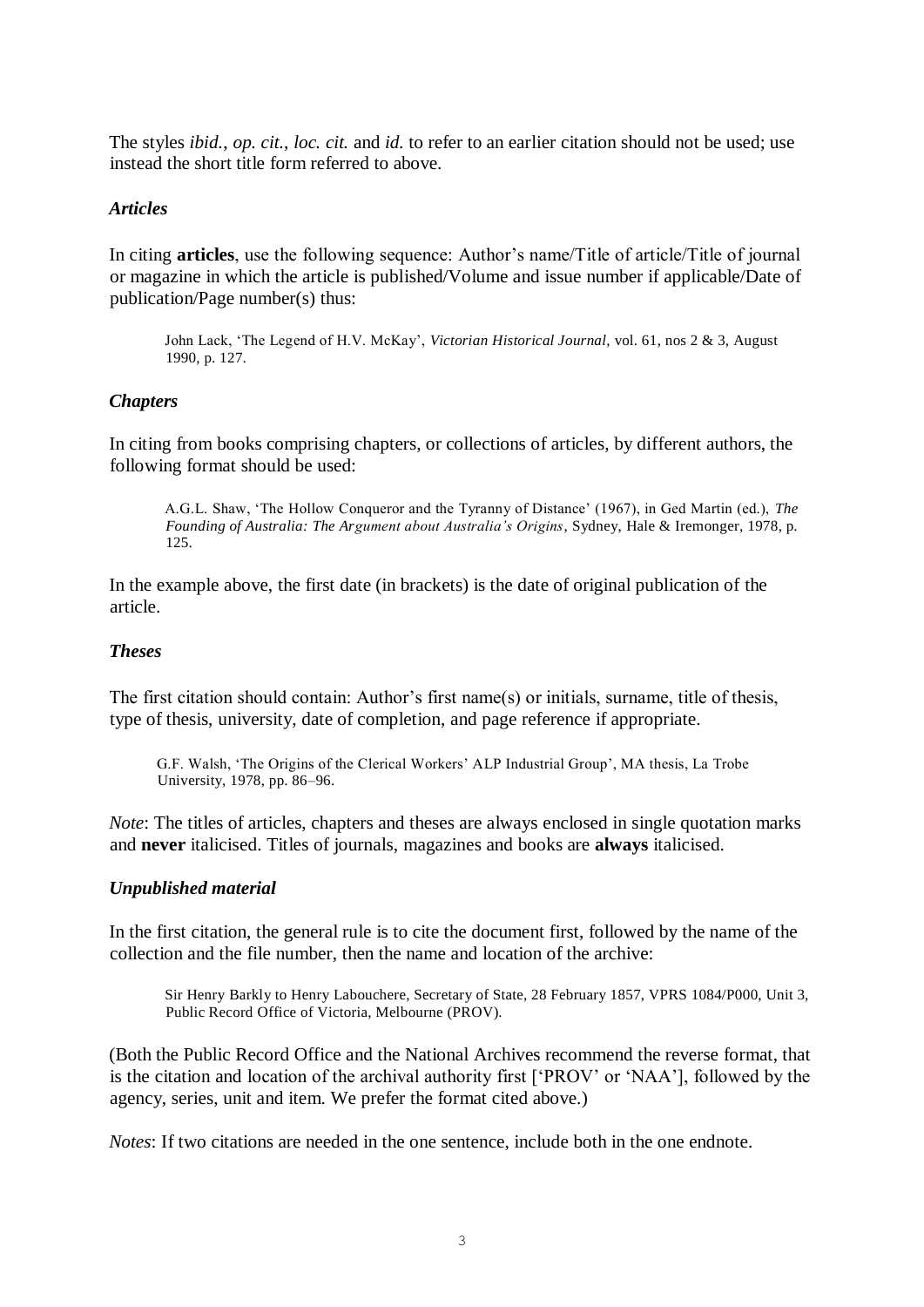The styles *ibid.*, *op. cit.*, *loc. cit.* and *id.* to refer to an earlier citation should not be used; use instead the short title form referred to above.

### *Articles*

In citing **articles**, use the following sequence: Author's name/Title of article/Title of journal or magazine in which the article is published/Volume and issue number if applicable/Date of publication/Page number(s) thus:

> John Lack, 'The Legend of H.V. McKay', *Victorian Historical Journal*, vol. 61, nos 2 & 3, August 1990, p. 127.

### *Chapters*

In citing from books comprising chapters, or collections of articles, by different authors, the following format should be used:

> A.G.L. Shaw, 'The Hollow Conqueror and the Tyranny of Distance' (1967), in Ged Martin (ed.), *The Founding of Australia: The Argument about Australia's Origins*, Sydney, Hale & Iremonger, 1978, p. 125.

In the example above, the first date (in brackets) is the date of original publication of the article.

### *Theses*

The first citation should contain: Author's first name(s) or initials, surname, title of thesis, type of thesis, university, date of completion, and page reference if appropriate.

> G.F. Walsh, 'The Origins of the Clerical Workers' ALP Industrial Group', MA thesis, La Trobe University, 1978, pp. 86–96.

*Note*: The titles of articles, chapters and theses are always enclosed in single quotation marks and **never** italicised. Titles of journals, magazines and books are **always** italicised.

### *Unpublished material*

In the first citation, the general rule is to cite the document first, followed by the name of the collection and the file number, then the name and location of the archive:

> Sir Henry Barkly to Henry Labouchere, Secretary of State, 28 February 1857, VPRS 1084/P000, Unit 3, Public Record Office of Victoria, Melbourne (PROV).

(Both the Public Record Office and the National Archives recommend the reverse format, that is the citation and location of the archival authority first ['PROV' or 'NAA'], followed by the agency, series, unit and item. We prefer the format cited above.)

*Notes*: If two citations are needed in the one sentence, include both in the one endnote.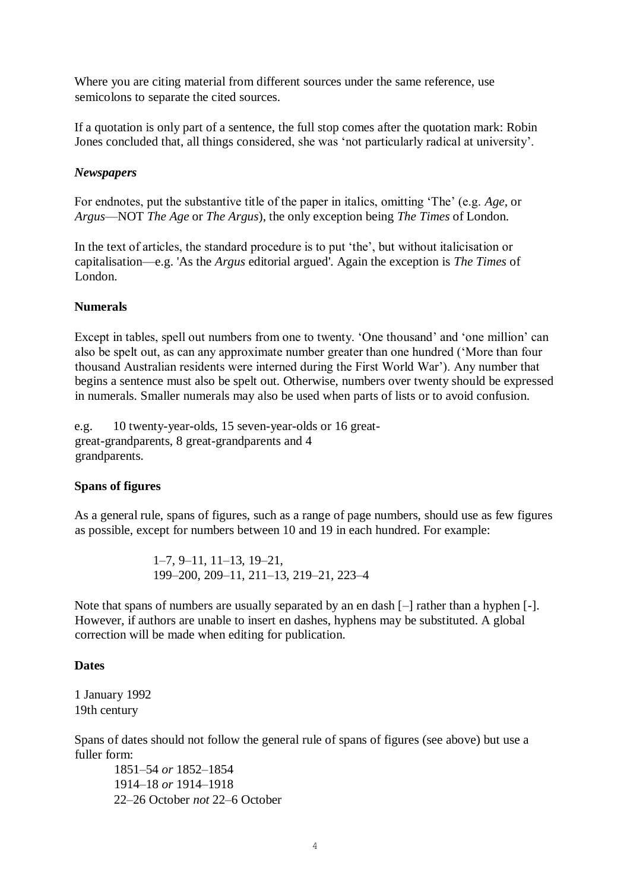Where you are citing material from different sources under the same reference, use semicolons to separate the cited sources.

If a quotation is only part of a sentence, the full stop comes after the quotation mark: Robin Jones concluded that, all things considered, she was ‘not particularly radical at university’.

***Newspapers***

For endnotes, put the substantive title of the paper in italics, omitting ‘The’ (e.g. *Age*, or *Argus*—NOT *The Age* or *The Argus*), the only exception being *The Times* of London.

In the text of articles, the standard procedure is to put ‘the’, but without italicisation or capitalisation—e.g. 'As the *Argus* editorial argued'. Again the exception is *The Times* of London.

**Numerals**

Except in tables, spell out numbers from one to twenty. ‘One thousand’ and ‘one million’ can also be spelt out, as can any approximate number greater than one hundred (‘More than four thousand Australian residents were interned during the First World War’). Any number that begins a sentence must also be spelt out. Otherwise, numbers over twenty should be expressed in numerals. Smaller numerals may also be used when parts of lists or to avoid confusion.

e.g. 10 twenty-year-olds, 15 seven-year-olds or 16 great-great-grandparents, 8 great-grandparents and 4 grandparents.

**Spans of figures**

As a general rule, spans of figures, such as a range of page numbers, should use as few figures as possible, except for numbers between 10 and 19 in each hundred. For example:

1–7, 9–11, 11–13, 19–21,
199–200, 209–11, 211–13, 219–21, 223–4

Note that spans of numbers are usually separated by an en dash [–] rather than a hyphen [-]. However, if authors are unable to insert en dashes, hyphens may be substituted. A global correction will be made when editing for publication.

**Dates**

1 January 1992
19th century

Spans of dates should not follow the general rule of spans of figures (see above) but use a fuller form:

1851–54 *or* 1852–1854
1914–18 *or* 1914–1918
22–26 October *not* 22–6 October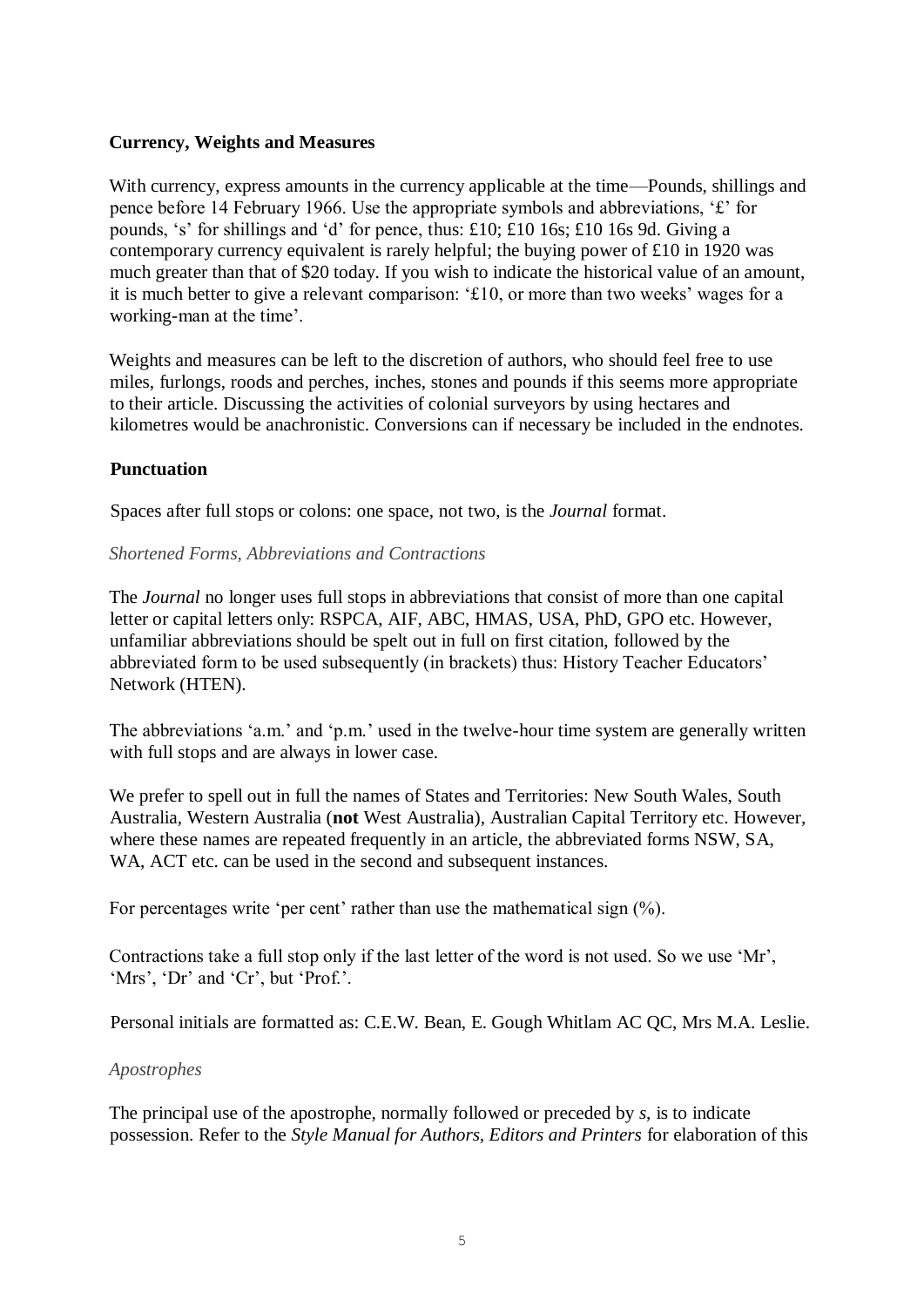## Currency, Weights and Measures

With currency, express amounts in the currency applicable at the time—Pounds, shillings and pence before 14 February 1966. Use the appropriate symbols and abbreviations, '£' for pounds, 's' for shillings and 'd' for pence, thus: £10; £10 16s; £10 16s 9d. Giving a contemporary currency equivalent is rarely helpful; the buying power of £10 in 1920 was much greater than that of $20 today. If you wish to indicate the historical value of an amount, it is much better to give a relevant comparison: '£10, or more than two weeks' wages for a working-man at the time'.

Weights and measures can be left to the discretion of authors, who should feel free to use miles, furlongs, roods and perches, inches, stones and pounds if this seems more appropriate to their article. Discussing the activities of colonial surveyors by using hectares and kilometres would be anachronistic. Conversions can if necessary be included in the endnotes.

## Punctuation

Spaces after full stops or colons: one space, not two, is the *Journal* format.

### *Shortened Forms, Abbreviations and Contractions*

The *Journal* no longer uses full stops in abbreviations that consist of more than one capital letter or capital letters only: RSPCA, AIF, ABC, HMAS, USA, PhD, GPO etc. However, unfamiliar abbreviations should be spelt out in full on first citation, followed by the abbreviated form to be used subsequently (in brackets) thus: History Teacher Educators' Network (HTEN).

The abbreviations 'a.m.' and 'p.m.' used in the twelve-hour time system are generally written with full stops and are always in lower case.

We prefer to spell out in full the names of States and Territories: New South Wales, South Australia, Western Australia (**not** West Australia), Australian Capital Territory etc. However, where these names are repeated frequently in an article, the abbreviated forms NSW, SA, WA, ACT etc. can be used in the second and subsequent instances.

For percentages write 'per cent' rather than use the mathematical sign (%).

Contractions take a full stop only if the last letter of the word is not used. So we use 'Mr', 'Mrs', 'Dr' and 'Cr', but 'Prof.'.

Personal initials are formatted as: C.E.W. Bean, E. Gough Whitlam AC QC, Mrs M.A. Leslie.

### *Apostrophes*

The principal use of the apostrophe, normally followed or preceded by *s*, is to indicate possession. Refer to the *Style Manual for Authors, Editors and Printers* for elaboration of this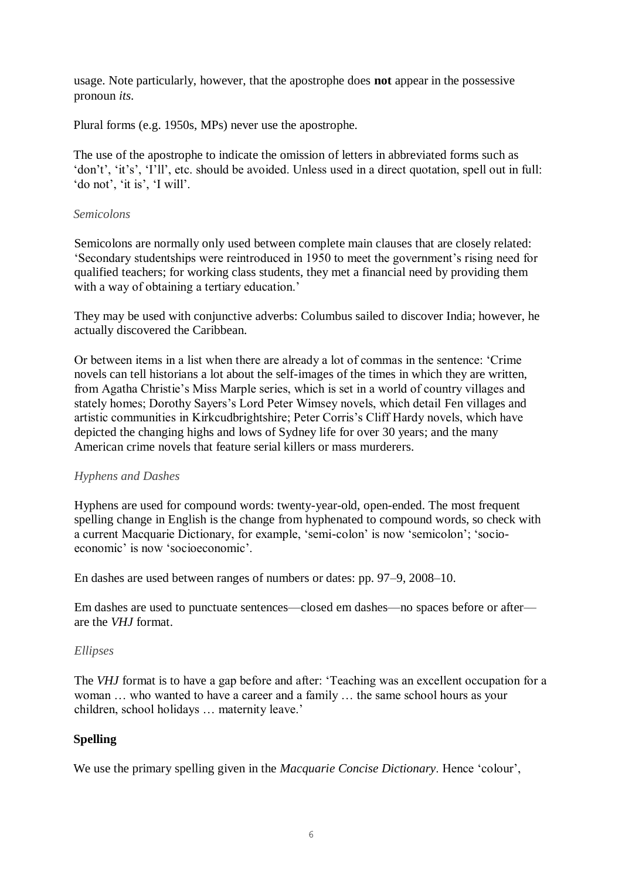usage. Note particularly, however, that the apostrophe does **not** appear in the possessive pronoun *its*.

Plural forms (e.g. 1950s, MPs) never use the apostrophe.

The use of the apostrophe to indicate the omission of letters in abbreviated forms such as 'don't', 'it's', 'I'll', etc. should be avoided. Unless used in a direct quotation, spell out in full: 'do not', 'it is', 'I will'.

*Semicolons*

Semicolons are normally only used between complete main clauses that are closely related: 'Secondary studentships were reintroduced in 1950 to meet the government's rising need for qualified teachers; for working class students, they met a financial need by providing them with a way of obtaining a tertiary education.'

They may be used with conjunctive adverbs: Columbus sailed to discover India; however, he actually discovered the Caribbean.

Or between items in a list when there are already a lot of commas in the sentence: 'Crime novels can tell historians a lot about the self-images of the times in which they are written, from Agatha Christie's Miss Marple series, which is set in a world of country villages and stately homes; Dorothy Sayers's Lord Peter Wimsey novels, which detail Fen villages and artistic communities in Kirkcudbrightshire; Peter Corris's Cliff Hardy novels, which have depicted the changing highs and lows of Sydney life for over 30 years; and the many American crime novels that feature serial killers or mass murderers.

*Hyphens and Dashes*

Hyphens are used for compound words: twenty-year-old, open-ended. The most frequent spelling change in English is the change from hyphenated to compound words, so check with a current Macquarie Dictionary, for example, 'semi-colon' is now 'semicolon'; 'socio-economic' is now 'socioeconomic'.

En dashes are used between ranges of numbers or dates: pp. 97–9, 2008–10.

Em dashes are used to punctuate sentences—closed em dashes—no spaces before or after—are the *VHJ* format.

*Ellipses*

The *VHJ* format is to have a gap before and after: 'Teaching was an excellent occupation for a woman … who wanted to have a career and a family … the same school hours as your children, school holidays … maternity leave.'

**Spelling**

We use the primary spelling given in the *Macquarie Concise Dictionary*. Hence 'colour',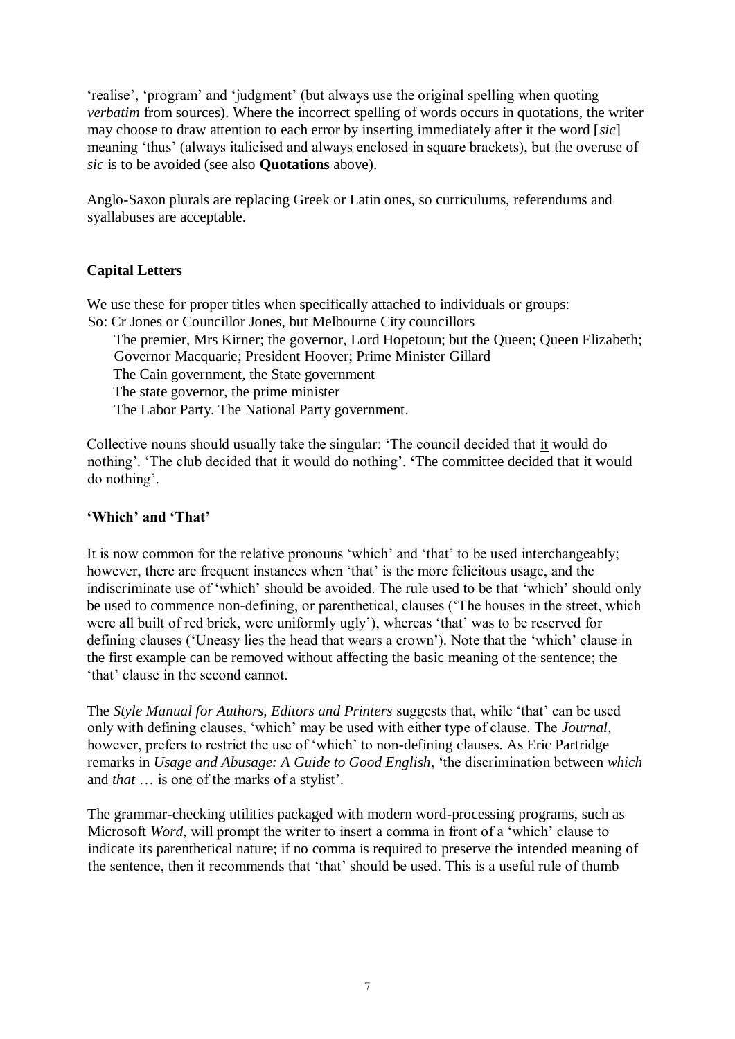'realise', 'program' and 'judgment' (but always use the original spelling when quoting *verbatim* from sources). Where the incorrect spelling of words occurs in quotations, the writer may choose to draw attention to each error by inserting immediately after it the word [*sic*] meaning 'thus' (always italicised and always enclosed in square brackets), but the overuse of *sic* is to be avoided (see also **Quotations** above).

Anglo-Saxon plurals are replacing Greek or Latin ones, so curriculums, referendums and syallabuses are acceptable.

**Capital Letters**

We use these for proper titles when specifically attached to individuals or groups:

So: Cr Jones or Councillor Jones, but Melbourne City councillors
- The premier, Mrs Kirner; the governor, Lord Hopetoun; but the Queen; Queen Elizabeth; Governor Macquarie; President Hoover; Prime Minister Gillard
- The Cain government, the State government
- The state governor, the prime minister
- The Labor Party. The National Party government.

Collective nouns should usually take the singular: 'The council decided that <u>it</u> would do nothing'. 'The club decided that <u>it</u> would do nothing'. **'**The committee decided that <u>it</u> would do nothing'.

**'Which' and 'That'**

It is now common for the relative pronouns 'which' and 'that' to be used interchangeably; however, there are frequent instances when 'that' is the more felicitous usage, and the indiscriminate use of 'which' should be avoided. The rule used to be that 'which' should only be used to commence non-defining, or parenthetical, clauses ('The houses in the street, which were all built of red brick, were uniformly ugly'), whereas 'that' was to be reserved for defining clauses ('Uneasy lies the head that wears a crown'). Note that the 'which' clause in the first example can be removed without affecting the basic meaning of the sentence; the 'that' clause in the second cannot.

The *Style Manual for Authors, Editors and Printers* suggests that, while 'that' can be used only with defining clauses, 'which' may be used with either type of clause. The *Journal*, however, prefers to restrict the use of 'which' to non-defining clauses. As Eric Partridge remarks in *Usage and Abusage: A Guide to Good English*, 'the discrimination between *which* and *that* … is one of the marks of a stylist'.

The grammar-checking utilities packaged with modern word-processing programs, such as Microsoft *Word*, will prompt the writer to insert a comma in front of a 'which' clause to indicate its parenthetical nature; if no comma is required to preserve the intended meaning of the sentence, then it recommends that 'that' should be used. This is a useful rule of thumb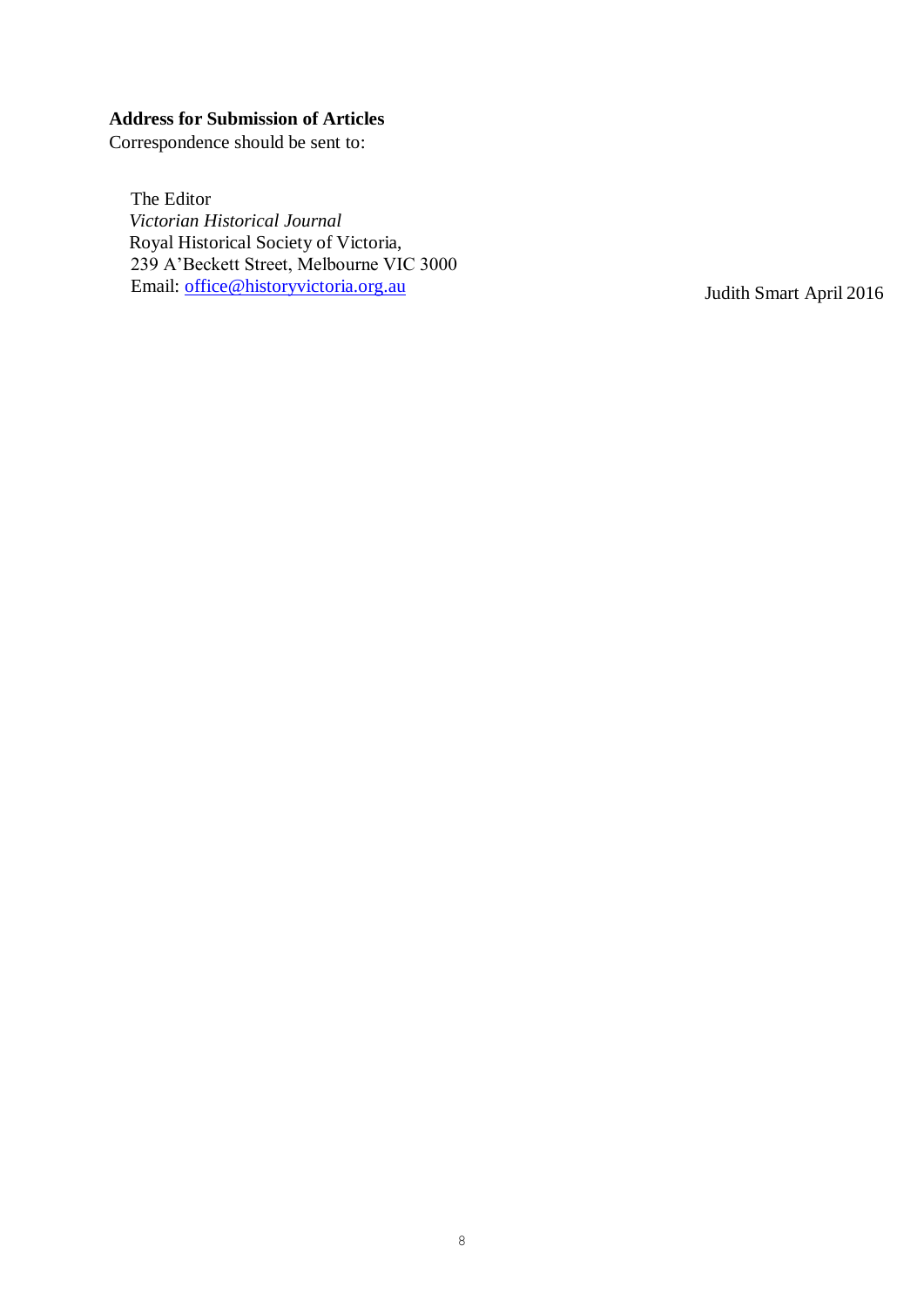**Address for Submission of Articles**

Correspondence should be sent to:

The Editor
*Victorian Historical Journal*
Royal Historical Society of Victoria,
239 A'Beckett Street, Melbourne VIC 3000
Email: office@historyvictoria.org.au

Judith Smart April 2016